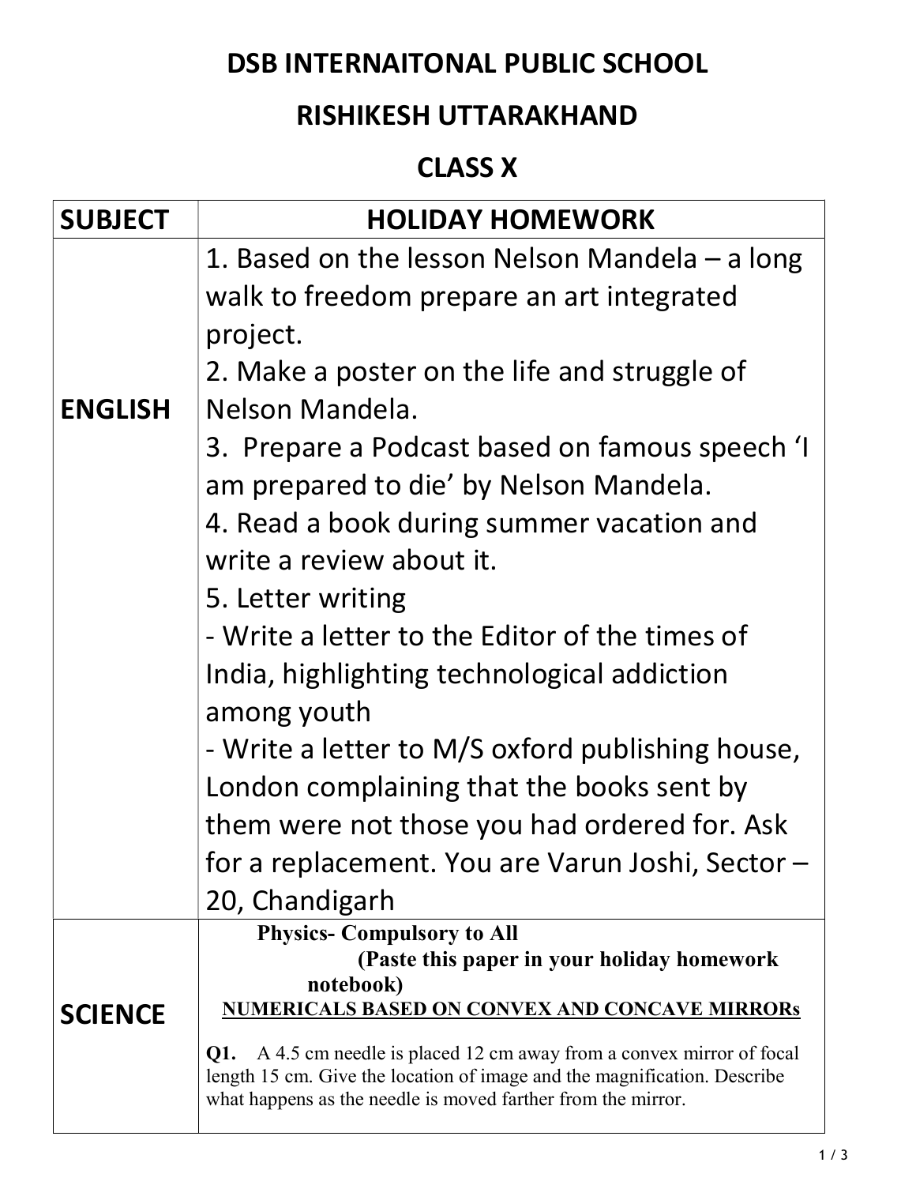# DSB INTERNAITONAL PUBLIC SCHOOL

## RISHIKESH UTTARAKHAND

## CLASS X

| SUBJECT | HOLIDAY HOMEWORK |
|---|---|
| **ENGLISH** | 1. Based on the lesson Nelson Mandela – a long walk to freedom prepare an art integrated project.<br>2. Make a poster on the life and struggle of Nelson Mandela.<br>3. Prepare a Podcast based on famous speech 'I am prepared to die' by Nelson Mandela.<br>4. Read a book during summer vacation and write a review about it.<br>5. Letter writing<br>- Write a letter to the Editor of the times of India, highlighting technological addiction among youth<br>- Write a letter to M/S oxford publishing house, London complaining that the books sent by them were not those you had ordered for. Ask for a replacement. You are Varun Joshi, Sector – 20, Chandigarh |
| **SCIENCE** | **Physics- Compulsory to All**<br>**(Paste this paper in your holiday homework notebook)**<br>**<u>NUMERICALS BASED ON CONVEX AND CONCAVE MIRRORs</u>**<br><br>**Q1.** A 4.5 cm needle is placed 12 cm away from a convex mirror of focal length 15 cm. Give the location of image and the magnification. Describe what happens as the needle is moved farther from the mirror. |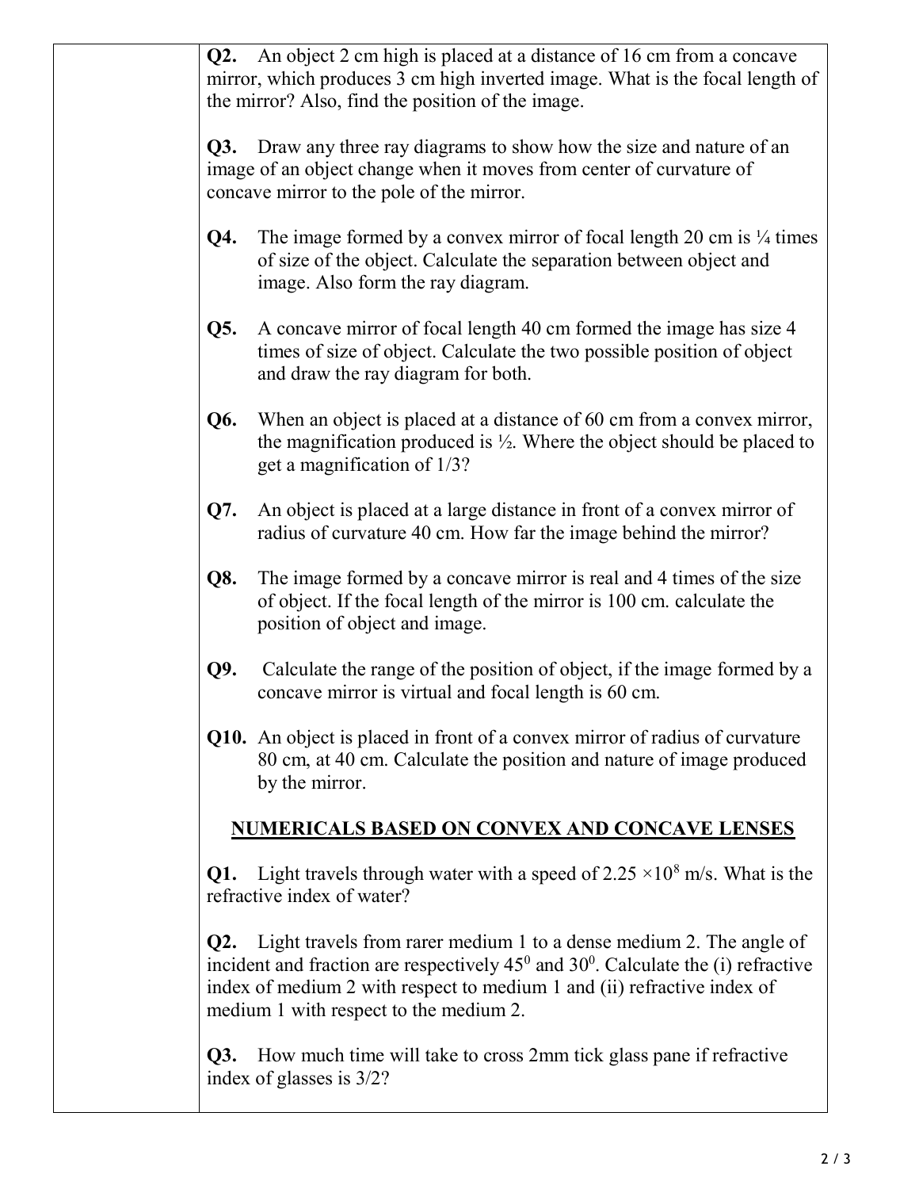**Q2.** An object 2 cm high is placed at a distance of 16 cm from a concave mirror, which produces 3 cm high inverted image. What is the focal length of the mirror? Also, find the position of the image.

**Q3.** Draw any three ray diagrams to show how the size and nature of an image of an object change when it moves from center of curvature of concave mirror to the pole of the mirror.

**Q4.** The image formed by a convex mirror of focal length 20 cm is ¼ times of size of the object. Calculate the separation between object and image. Also form the ray diagram.

**Q5.** A concave mirror of focal length 40 cm formed the image has size 4 times of size of object. Calculate the two possible position of object and draw the ray diagram for both.

**Q6.** When an object is placed at a distance of 60 cm from a convex mirror, the magnification produced is ½. Where the object should be placed to get a magnification of 1/3?

**Q7.** An object is placed at a large distance in front of a convex mirror of radius of curvature 40 cm. How far the image behind the mirror?

**Q8.** The image formed by a concave mirror is real and 4 times of the size of object. If the focal length of the mirror is 100 cm. calculate the position of object and image.

**Q9.** Calculate the range of the position of object, if the image formed by a concave mirror is virtual and focal length is 60 cm.

**Q10.** An object is placed in front of a convex mirror of radius of curvature 80 cm, at 40 cm. Calculate the position and nature of image produced by the mirror.

## NUMERICALS BASED ON CONVEX AND CONCAVE LENSES

**Q1.** Light travels through water with a speed of $2.25 \times 10^8$ m/s. What is the refractive index of water?

**Q2.** Light travels from rarer medium 1 to a dense medium 2. The angle of incident and fraction are respectively $45^0$ and $30^0$. Calculate the (i) refractive index of medium 2 with respect to medium 1 and (ii) refractive index of medium 1 with respect to the medium 2.

**Q3.** How much time will take to cross 2mm tick glass pane if refractive index of glasses is 3/2?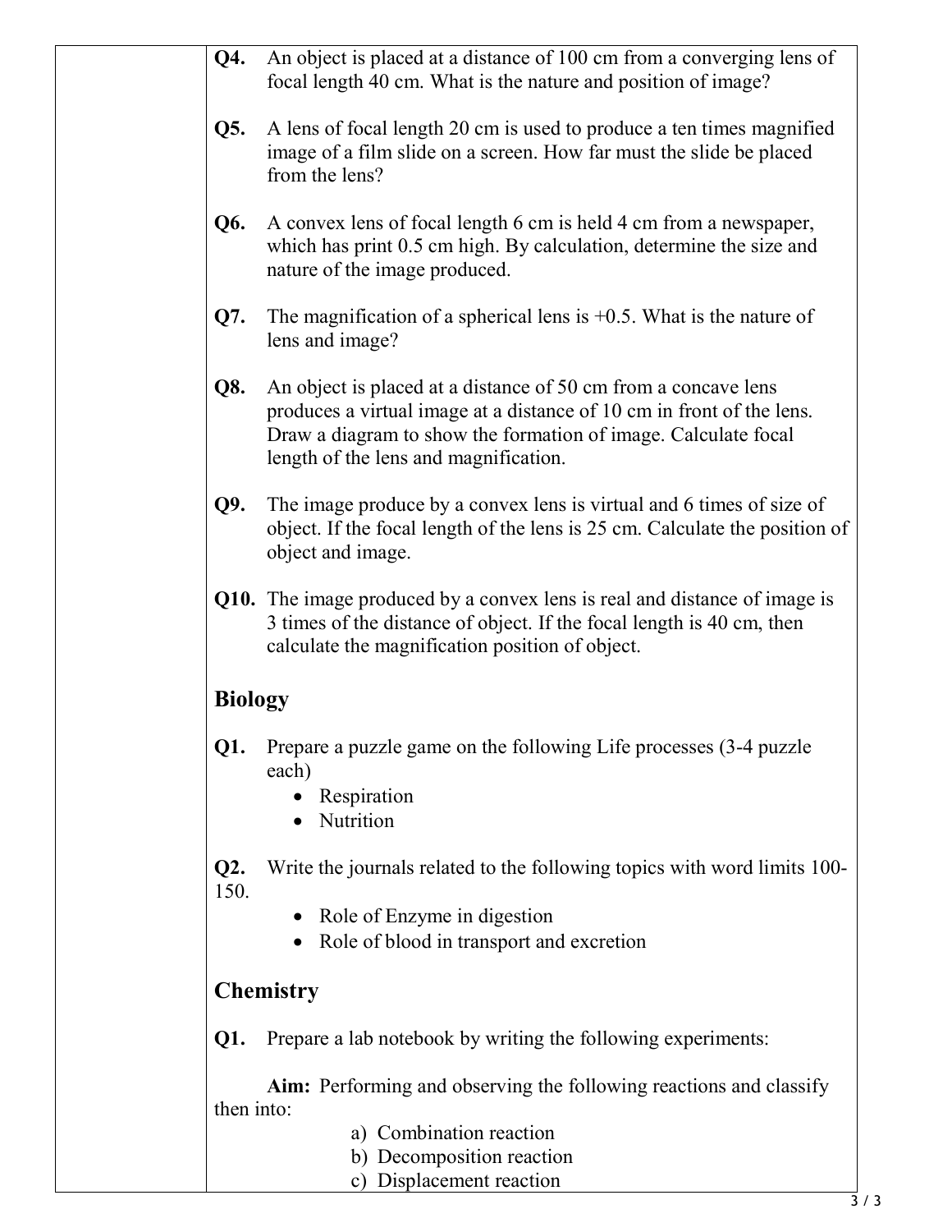**Q4.** An object is placed at a distance of 100 cm from a converging lens of focal length 40 cm. What is the nature and position of image?

**Q5.** A lens of focal length 20 cm is used to produce a ten times magnified image of a film slide on a screen. How far must the slide be placed from the lens?

**Q6.** A convex lens of focal length 6 cm is held 4 cm from a newspaper, which has print 0.5 cm high. By calculation, determine the size and nature of the image produced.

**Q7.** The magnification of a spherical lens is +0.5. What is the nature of lens and image?

**Q8.** An object is placed at a distance of 50 cm from a concave lens produces a virtual image at a distance of 10 cm in front of the lens. Draw a diagram to show the formation of image. Calculate focal length of the lens and magnification.

**Q9.** The image produce by a convex lens is virtual and 6 times of size of object. If the focal length of the lens is 25 cm. Calculate the position of object and image.

**Q10.** The image produced by a convex lens is real and distance of image is 3 times of the distance of object. If the focal length is 40 cm, then calculate the magnification position of object.

## Biology

**Q1.** Prepare a puzzle game on the following Life processes (3-4 puzzle each)

- Respiration
- Nutrition

**Q2.** Write the journals related to the following topics with word limits 100-150.

- Role of Enzyme in digestion
- Role of blood in transport and excretion

## Chemistry

**Q1.** Prepare a lab notebook by writing the following experiments:

**Aim:** Performing and observing the following reactions and classify then into:

a) Combination reaction
b) Decomposition reaction
c) Displacement reaction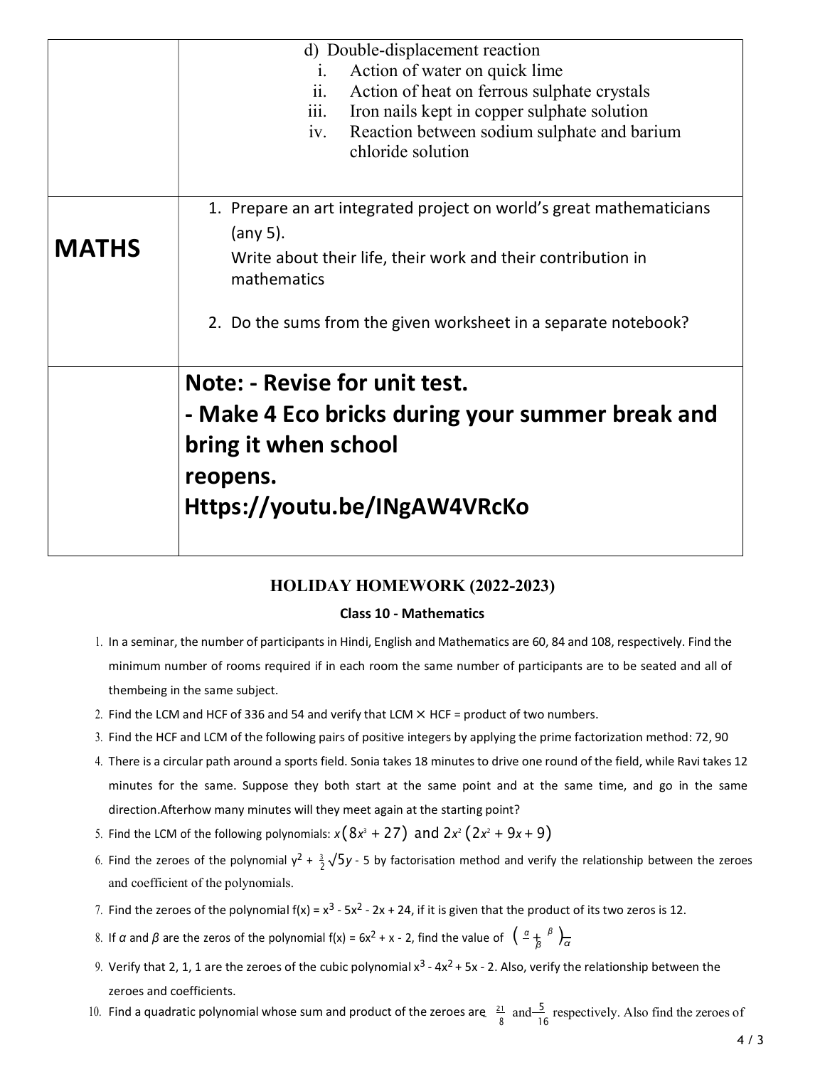| | |
|---|---|
| | d) Double-displacement reaction<br>i. Action of water on quick lime<br>ii. Action of heat on ferrous sulphate crystals<br>iii. Iron nails kept in copper sulphate solution<br>iv. Reaction between sodium sulphate and barium chloride solution |
| **MATHS** | 1. Prepare an art integrated project on world's great mathematicians (any 5).<br>Write about their life, their work and their contribution in mathematics<br><br>2. Do the sums from the given worksheet in a separate notebook? |
| | **Note: - Revise for unit test.**<br>**- Make 4 Eco bricks during your summer break and bring it when school reopens.**<br>**Https://youtu.be/INgAW4VRcKo** |

## HOLIDAY HOMEWORK (2022-2023)

### Class 10 - Mathematics

1. In a seminar, the number of participants in Hindi, English and Mathematics are 60, 84 and 108, respectively. Find the minimum number of rooms required if in each room the same number of participants are to be seated and all of thembeing in the same subject.
2. Find the LCM and HCF of 336 and 54 and verify that LCM × HCF = product of two numbers.
3. Find the HCF and LCM of the following pairs of positive integers by applying the prime factorization method: 72, 90
4. There is a circular path around a sports field. Sonia takes 18 minutes to drive one round of the field, while Ravi takes 12 minutes for the same. Suppose they both start at the same point and at the same time, and go in the same direction.Afterhow many minutes will they meet again at the starting point?
5. Find the LCM of the following polynomials: $x(8x^3 + 27)$ and $2x^2(2x^2 + 9x + 9)$
6. Find the zeroes of the polynomial $y^2 + \frac{3}{2}\sqrt{5}y - 5$ by factorisation method and verify the relationship between the zeroes and coefficient of the polynomials.
7. Find the zeroes of the polynomial $f(x) = x^3 - 5x^2 - 2x + 24$, if it is given that the product of its two zeros is 12.
8. If $\alpha$ and $\beta$ are the zeros of the polynomial $f(x) = 6x^2 + x - 2$, find the value of $\left(\frac{\alpha}{\beta} + \frac{\beta}{\alpha}\right)$
9. Verify that 2, 1, 1 are the zeroes of the cubic polynomial $x^3 - 4x^2 + 5x - 2$. Also, verify the relationship between the zeroes and coefficients.
10. Find a quadratic polynomial whose sum and product of the zeroes are $\frac{21}{8}$ and $\frac{5}{16}$ respectively. Also find the zeroes of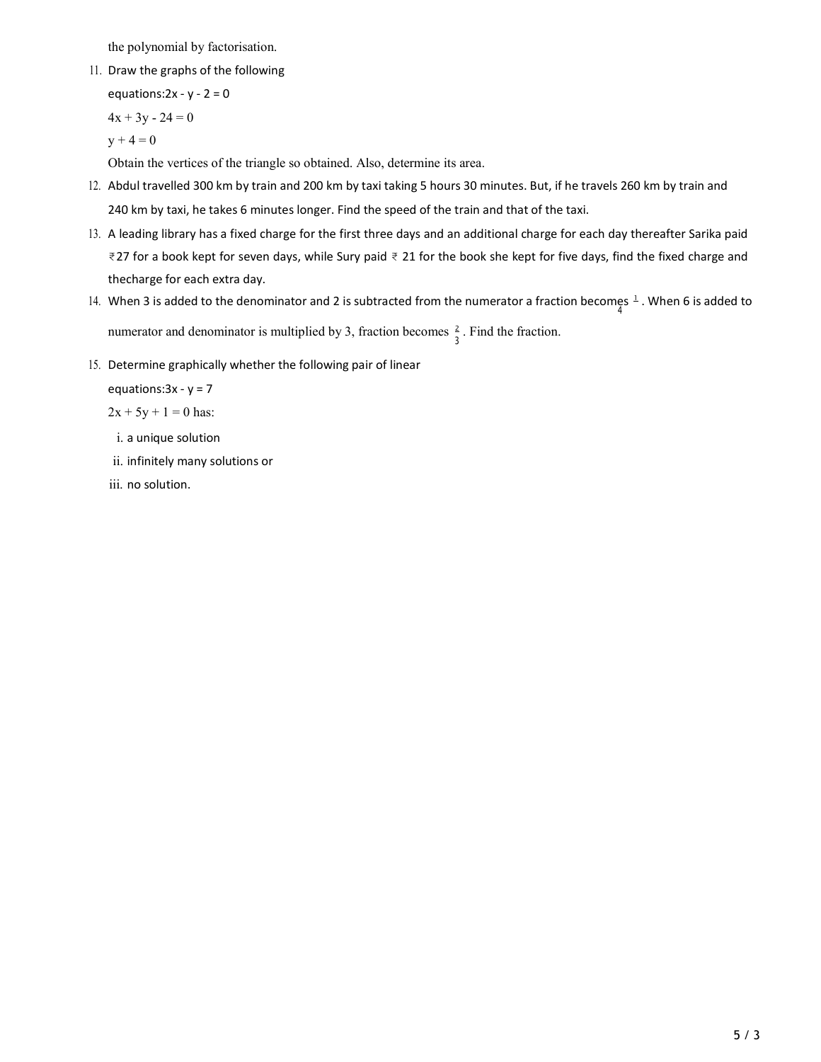the polynomial by factorisation.

11. Draw the graphs of the following equations: $2x - y - 2 = 0$

    $4x + 3y - 24 = 0$

    $y + 4 = 0$

    Obtain the vertices of the triangle so obtained. Also, determine its area.

12. Abdul travelled 300 km by train and 200 km by taxi taking 5 hours 30 minutes. But, if he travels 260 km by train and 240 km by taxi, he takes 6 minutes longer. Find the speed of the train and that of the taxi.

13. A leading library has a fixed charge for the first three days and an additional charge for each day thereafter Sarika paid ₹27 for a book kept for seven days, while Sury paid ₹ 21 for the book she kept for five days, find the fixed charge and thecharge for each extra day.

14. When 3 is added to the denominator and 2 is subtracted from the numerator a fraction becomes $\frac{1}{4}$. When 6 is added to numerator and denominator is multiplied by 3, fraction becomes $\frac{2}{3}$. Find the fraction.

15. Determine graphically whether the following pair of linear equations: $3x - y = 7$

    $2x + 5y + 1 = 0$ has:

    i. a unique solution
    ii. infinitely many solutions or
    iii. no solution.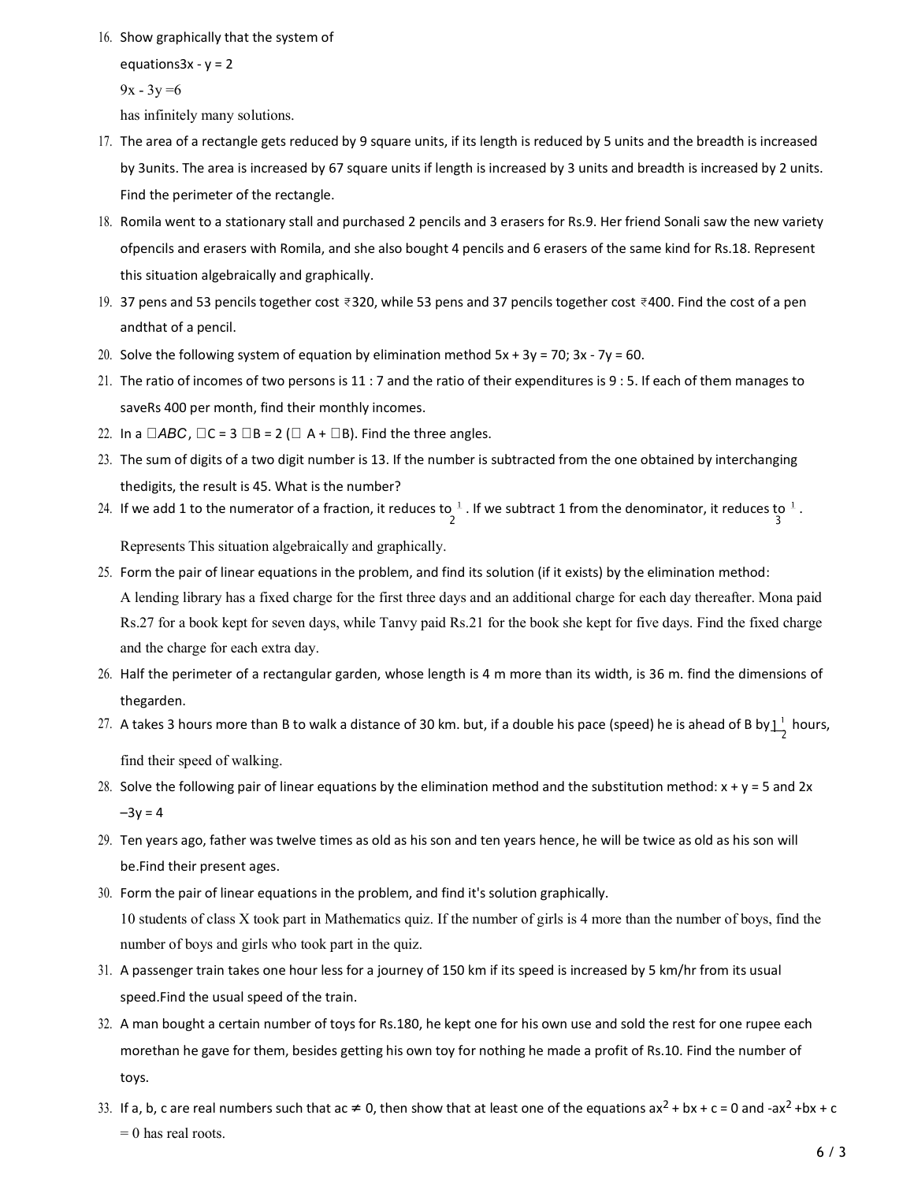16. Show graphically that the system of equations$3x - y = 2$

    $9x - 3y = 6$

    has infinitely many solutions.

17. The area of a rectangle gets reduced by 9 square units, if its length is reduced by 5 units and the breadth is increased by 3units. The area is increased by 67 square units if length is increased by 3 units and breadth is increased by 2 units. Find the perimeter of the rectangle.

18. Romila went to a stationary stall and purchased 2 pencils and 3 erasers for Rs.9. Her friend Sonali saw the new variety ofpencils and erasers with Romila, and she also bought 4 pencils and 6 erasers of the same kind for Rs.18. Represent this situation algebraically and graphically.

19. 37 pens and 53 pencils together cost ₹320, while 53 pens and 37 pencils together cost ₹400. Find the cost of a pen andthat of a pencil.

20. Solve the following system of equation by elimination method $5x + 3y = 70$; $3x - 7y = 60$.

21. The ratio of incomes of two persons is 11 : 7 and the ratio of their expenditures is 9 : 5. If each of them manages to saveRs 400 per month, find their monthly incomes.

22. In a □*ABC*, □C = 3 □B = 2 (□ A + □B). Find the three angles.

23. The sum of digits of a two digit number is 13. If the number is subtracted from the one obtained by interchanging thedigits, the result is 45. What is the number?

24. If we add 1 to the numerator of a fraction, it reduces to $\frac{1}{2}$. If we subtract 1 from the denominator, it reduces to $\frac{1}{3}$.

    Represents This situation algebraically and graphically.

25. Form the pair of linear equations in the problem, and find its solution (if it exists) by the elimination method:
    A lending library has a fixed charge for the first three days and an additional charge for each day thereafter. Mona paid Rs.27 for a book kept for seven days, while Tanvy paid Rs.21 for the book she kept for five days. Find the fixed charge and the charge for each extra day.

26. Half the perimeter of a rectangular garden, whose length is 4 m more than its width, is 36 m. find the dimensions of thegarden.

27. A takes 3 hours more than B to walk a distance of 30 km. but, if a double his pace (speed) he is ahead of B by $1\frac{1}{2}$ hours, find their speed of walking.

28. Solve the following pair of linear equations by the elimination method and the substitution method: $x + y = 5$ and $2x - 3y = 4$

29. Ten years ago, father was twelve times as old as his son and ten years hence, he will be twice as old as his son will be.Find their present ages.

30. Form the pair of linear equations in the problem, and find it's solution graphically.
    10 students of class X took part in Mathematics quiz. If the number of girls is 4 more than the number of boys, find the number of boys and girls who took part in the quiz.

31. A passenger train takes one hour less for a journey of 150 km if its speed is increased by 5 km/hr from its usual speed.Find the usual speed of the train.

32. A man bought a certain number of toys for Rs.180, he kept one for his own use and sold the rest for one rupee each morethan he gave for them, besides getting his own toy for nothing he made a profit of Rs.10. Find the number of toys.

33. If a, b, c are real numbers such that $ac \neq 0$, then show that at least one of the equations $ax^2 + bx + c = 0$ and $-ax^2 + bx + c = 0$ has real roots.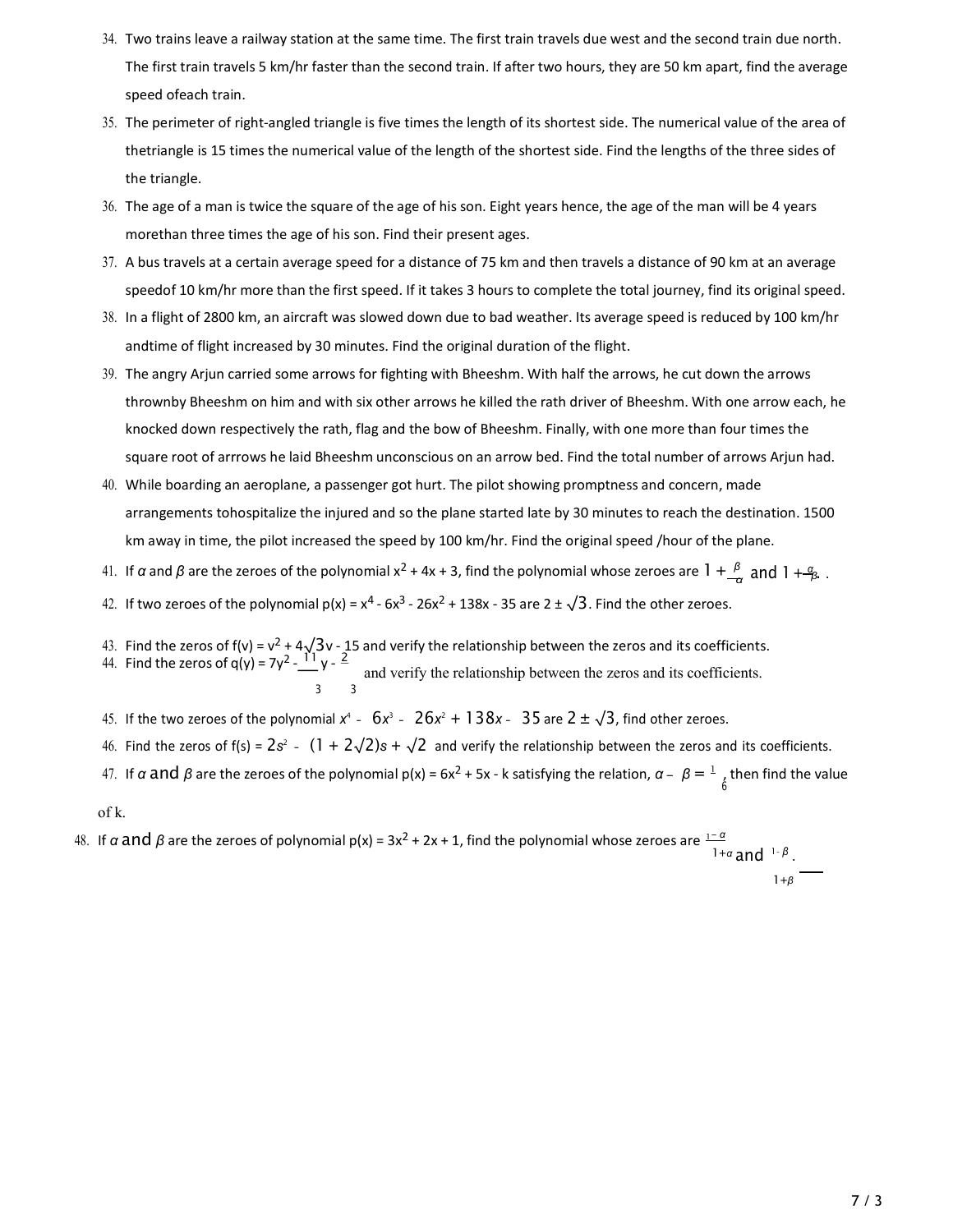34. Two trains leave a railway station at the same time. The first train travels due west and the second train due north. The first train travels 5 km/hr faster than the second train. If after two hours, they are 50 km apart, find the average speed ofeach train.
35. The perimeter of right-angled triangle is five times the length of its shortest side. The numerical value of the area of thetriangle is 15 times the numerical value of the length of the shortest side. Find the lengths of the three sides of the triangle.
36. The age of a man is twice the square of the age of his son. Eight years hence, the age of the man will be 4 years morethan three times the age of his son. Find their present ages.
37. A bus travels at a certain average speed for a distance of 75 km and then travels a distance of 90 km at an average speedof 10 km/hr more than the first speed. If it takes 3 hours to complete the total journey, find its original speed.
38. In a flight of 2800 km, an aircraft was slowed down due to bad weather. Its average speed is reduced by 100 km/hr andtime of flight increased by 30 minutes. Find the original duration of the flight.
39. The angry Arjun carried some arrows for fighting with Bheeshm. With half the arrows, he cut down the arrows thrownby Bheeshm on him and with six other arrows he killed the rath driver of Bheeshm. With one arrow each, he knocked down respectively the rath, flag and the bow of Bheeshm. Finally, with one more than four times the square root of arrrows he laid Bheeshm unconscious on an arrow bed. Find the total number of arrows Arjun had.
40. While boarding an aeroplane, a passenger got hurt. The pilot showing promptness and concern, made arrangements tohospitalize the injured and so the plane started late by 30 minutes to reach the destination. 1500 km away in time, the pilot increased the speed by 100 km/hr. Find the original speed /hour of the plane.
41. If $\alpha$ and $\beta$ are the zeroes of the polynomial $x^2 + 4x + 3$, find the polynomial whose zeroes are $1 + \frac{\beta}{\alpha}$ and $1 + \frac{\alpha}{\beta}$.
42. If two zeroes of the polynomial $p(x) = x^4 - 6x^3 - 26x^2 + 138x - 35$ are $2 \pm \sqrt{3}$. Find the other zeroes.
43. Find the zeros of $f(v) = v^2 + 4\sqrt{3}v - 15$ and verify the relationship between the zeros and its coefficients.
44. Find the zeros of $q(y) = 7y^2 - \frac{11}{3}y - \frac{2}{3}$ and verify the relationship between the zeros and its coefficients.
45. If the two zeroes of the polynomial $x^4 - 6x^3 - 26x^2 + 138x - 35$ are $2 \pm \sqrt{3}$, find other zeroes.
46. Find the zeros of $f(s) = 2s^2 - (1 + 2\sqrt{2})s + \sqrt{2}$ and verify the relationship between the zeros and its coefficients.
47. If $\alpha$ and $\beta$ are the zeroes of the polynomial $p(x) = 6x^2 + 5x - k$ satisfying the relation, $\alpha - \beta = \frac{1}{6}$, then find the value of k.
48. If $\alpha$ and $\beta$ are the zeroes of polynomial $p(x) = 3x^2 + 2x + 1$, find the polynomial whose zeroes are $\frac{1-\alpha}{1+\alpha}$ and $\frac{1-\beta}{1+\beta}$.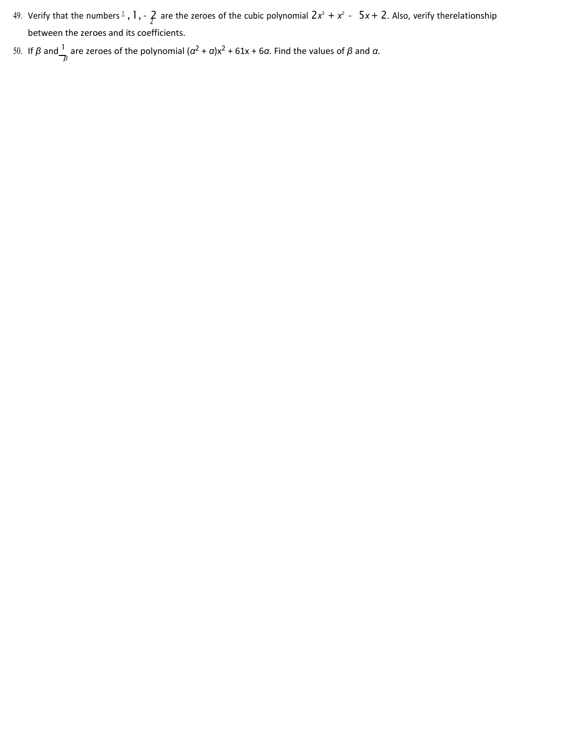49. Verify that the numbers $\frac{1}{2}$, 1, $-2$ are the zeroes of the cubic polynomial $2x^3 + x^2 - 5x + 2$. Also, verify therelationship between the zeroes and its coefficients.

50. If $\beta$ and $\frac{1}{\beta}$ are zeroes of the polynomial $(\alpha^2 + \alpha)x^2 + 61x + 6\alpha$. Find the values of $\beta$ and $\alpha$.